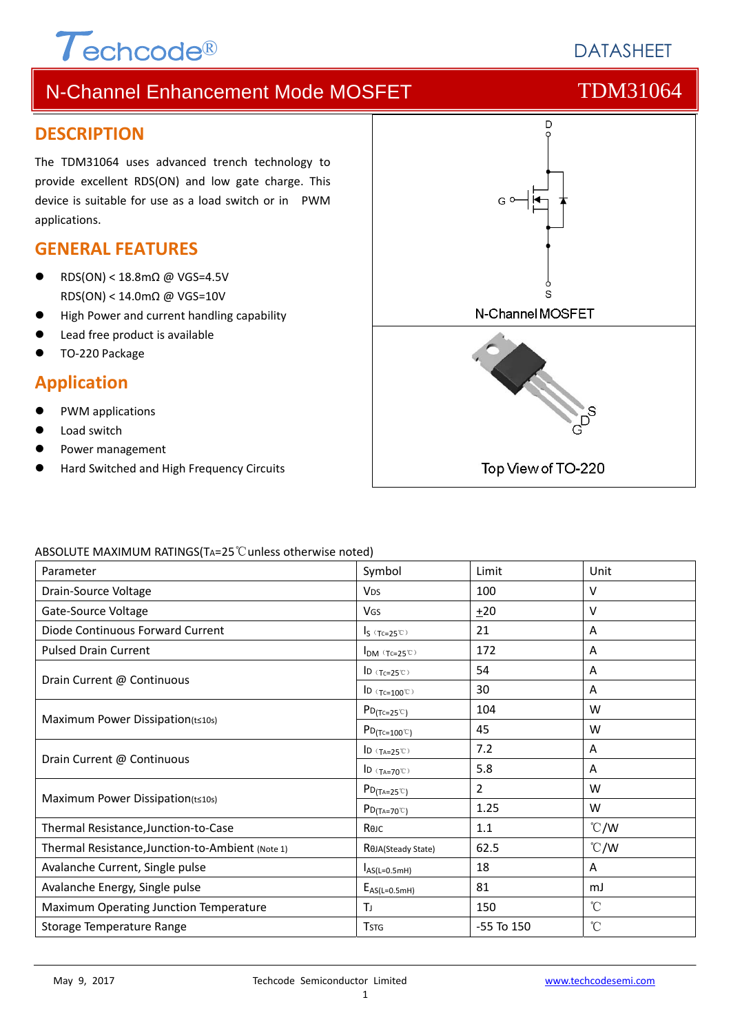Techcode®

DATASHEET

# N-Channel Enhancement Mode MOSFET TDM31064

## DESCRIPTION

The TDM31064 uses advanced trench technology to provide excellent RDS(ON) and low gate charge. This device is suitable for use as a load switch or in PWM applications.

## GENERAL FEATURES

- RDS(ON) < 18.8mΩ @ VGS=4.5V
  RDS(ON) < 14.0mΩ @ VGS=10V
- High Power and current handling capability
- Lead free product is available
- TO-220 Package

## Application

- PWM applications
- Load switch
- Power management
- Hard Switched and High Frequency Circuits

N-Channel MOSFET

Top View of TO-220

ABSOLUTE MAXIMUM RATINGS($T_A$=25℃unless otherwise noted)

| Parameter | Symbol | Limit | Unit |
|---|---|---|---|
| Drain-Source Voltage | $V_{DS}$ | 100 | V |
| Gate-Source Voltage | $V_{GS}$ | +20 | V |
| Diode Continuous Forward Current | $I_S$ (Tc=25℃) | 21 | A |
| Pulsed Drain Current | $I_{DM}$ (Tc=25℃) | 172 | A |
| Drain Current @ Continuous | $I_D$ (Tc=25℃) | 54 | A |
| | $I_D$ (Tc=100℃) | 30 | A |
| Maximum Power Dissipation(t≤10s) | $P_{D(Tc=25℃)}$ | 104 | W |
| | $P_{D(Tc=100℃)}$ | 45 | W |
| Drain Current @ Continuous | $I_D$ (TA=25℃) | 7.2 | A |
| | $I_D$ (TA=70℃) | 5.8 | A |
| Maximum Power Dissipation(t≤10s) | $P_{D(TA=25℃)}$ | 2 | W |
| | $P_{D(TA=70℃)}$ | 1.25 | W |
| Thermal Resistance,Junction-to-Case | $R_{θJC}$ | 1.1 | ℃/W |
| Thermal Resistance,Junction-to-Ambient (Note 1) | $R_{θJA}$(Steady State) | 62.5 | ℃/W |
| Avalanche Current, Single pulse | $I_{AS(L=0.5mH)}$ | 18 | A |
| Avalanche Energy, Single pulse | $E_{AS(L=0.5mH)}$ | 81 | mJ |
| Maximum Operating Junction Temperature | $T_J$ | 150 | ℃ |
| Storage Temperature Range | $T_{STG}$ | -55 To 150 | ℃ |

May 9, 2017 Techcode Semiconductor Limited www.techcodesemi.com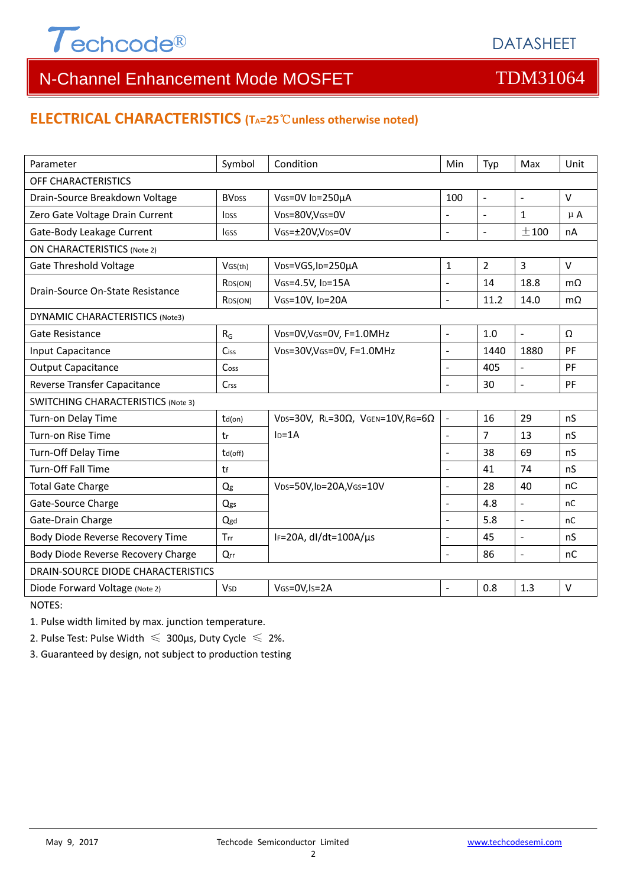## ELECTRICAL CHARACTERISTICS ($T_A$=25℃unless otherwise noted)

| Parameter | Symbol | Condition | Min | Typ | Max | Unit |
|---|---|---|---|---|---|---|
| OFF CHARACTERISTICS | | | | | | |
| Drain-Source Breakdown Voltage | $BV_{DSS}$ | $V_{GS}$=0V $I_D$=250μA | 100 | - | - | V |
| Zero Gate Voltage Drain Current | $I_{DSS}$ | $V_{DS}$=80V,$V_{GS}$=0V | - | - | 1 | μA |
| Gate-Body Leakage Current | $I_{GSS}$ | $V_{GS}$=±20V,$V_{DS}$=0V | - | - | ±100 | nA |
| ON CHARACTERISTICS (Note 2) | | | | | | |
| Gate Threshold Voltage | $V_{GS(th)}$ | $V_{DS}$=VGS,$I_D$=250μA | 1 | 2 | 3 | V |
| Drain-Source On-State Resistance | $R_{DS(ON)}$ | $V_{GS}$=4.5V, $I_D$=15A | - | 14 | 18.8 | mΩ |
| | $R_{DS(ON)}$ | $V_{GS}$=10V, $I_D$=20A | - | 11.2 | 14.0 | mΩ |
| DYNAMIC CHARACTERISTICS (Note3) | | | | | | |
| Gate Resistance | $R_G$ | $V_{DS}$=0V,$V_{GS}$=0V, F=1.0MHz | - | 1.0 | - | Ω |
| Input Capacitance | $C_{iss}$ | $V_{DS}$=30V,$V_{GS}$=0V, F=1.0MHz | - | 1440 | 1880 | PF |
| Output Capacitance | $C_{oss}$ | | - | 405 | - | PF |
| Reverse Transfer Capacitance | $C_{rss}$ | | - | 30 | - | PF |
| SWITCHING CHARACTERISTICS (Note 3) | | | | | | |
| Turn-on Delay Time | $t_{d(on)}$ | $V_{DS}$=30V, $R_L$=30Ω, $V_{GEN}$=10V,$R_G$=6Ω $I_D$=1A | - | 16 | 29 | nS |
| Turn-on Rise Time | $t_r$ | | - | 7 | 13 | nS |
| Turn-Off Delay Time | $t_{d(off)}$ | | - | 38 | 69 | nS |
| Turn-Off Fall Time | $t_f$ | | - | 41 | 74 | nS |
| Total Gate Charge | $Q_g$ | $V_{DS}$=50V,$I_D$=20A,$V_{GS}$=10V | - | 28 | 40 | nC |
| Gate-Source Charge | $Q_{gs}$ | | - | 4.8 | - | nC |
| Gate-Drain Charge | $Q_{gd}$ | | - | 5.8 | - | nC |
| Body Diode Reverse Recovery Time | $T_{rr}$ | $I_F$=20A, dI/dt=100A/μs | - | 45 | - | nS |
| Body Diode Reverse Recovery Charge | $Q_{rr}$ | | - | 86 | - | nC |
| DRAIN-SOURCE DIODE CHARACTERISTICS | | | | | | |
| Diode Forward Voltage (Note 2) | $V_{SD}$ | $V_{GS}$=0V,$I_S$=2A | - | 0.8 | 1.3 | V |

NOTES:

1. Pulse width limited by max. junction temperature.
2. Pulse Test: Pulse Width ≤ 300μs, Duty Cycle ≤ 2%.
3. Guaranteed by design, not subject to production testing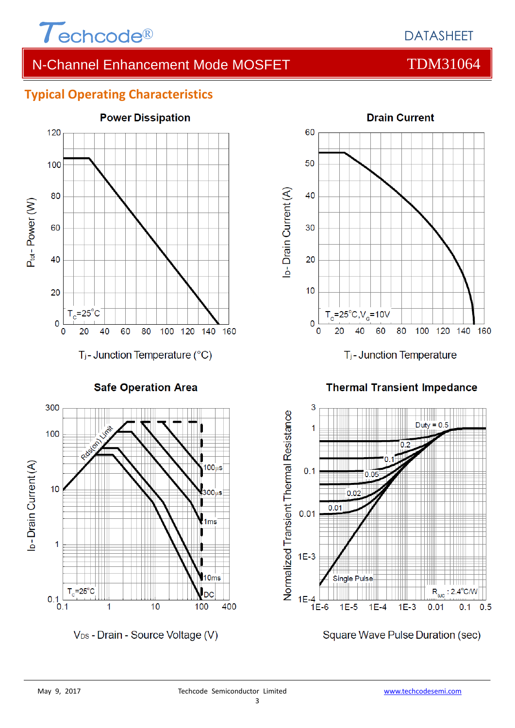## Typical Operating Characteristics

**Power Discipation**

$T_C$=25°C

$P_{tot}$ - Power (W)

$T_j$ - Junction Temperature (°C)

**Drain Current**

$T_C$=25°C,$V_G$=10V

$I_D$ - Drain Current (A)

$T_j$ - Junction Temperature

**Safe Operation Area**

Rds(on) Limit

100µs

300µs

1ms

10ms

DC

$T_C$=25°C

$I_D$ - Drain Current (A)

$V_{DS}$ - Drain - Source Voltage (V)

**Thermal Transient Impedance**

Duty = 0.5

0.2

0.1

0.05

0.02

0.01

Single Pulse

$R_{\theta JC}$ : 2.4°C/W

Normalized Transient Thermal Resistance

Square Wave Pulse Duration (sec)

May 9, 2017 Techcode Semiconductor Limited www.techcodesemi.com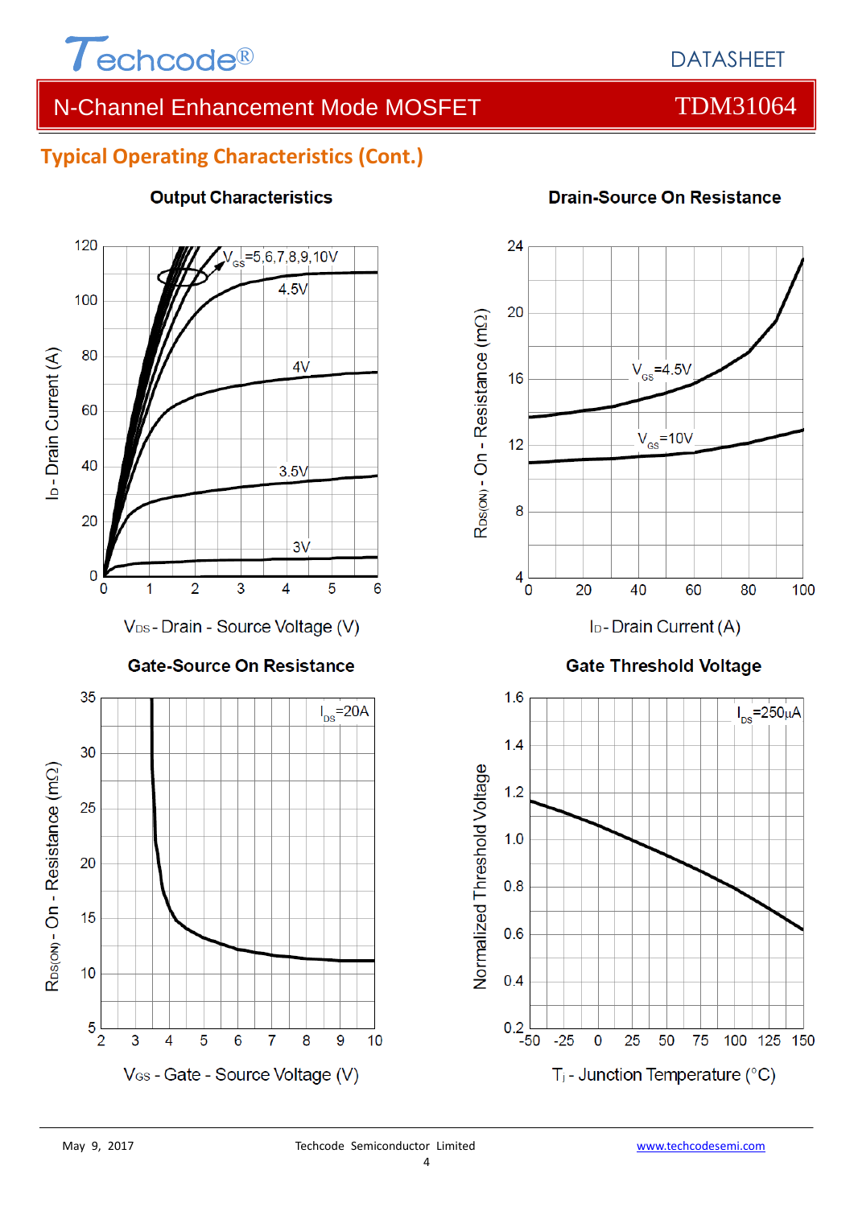## Typical Operating Characteristics (Cont.)

**Output Characteristics**

$V_{GS}$=5,6,7,8,9,10V

4.5V

4V

3.5V

3V

$I_D$ - Drain Current (A)

$V_{DS}$ - Drain - Source Voltage (V)

**Drain-Source On Resistance**

$V_{GS}$=4.5V

$V_{GS}$=10V

$R_{DS(ON)}$ - On - Resistance (mΩ)

$I_D$ - Drain Current (A)

**Gate-Source On Resistance**

$I_{DS}$=20A

$R_{DS(ON)}$ - On - Resistance (mΩ)

$V_{GS}$ - Gate - Source Voltage (V)

**Gate Threshold Voltage**

$I_{DS}$=250µA

Normalized Threshold Voltage

$T_j$ - Junction Temperature (°C)

May 9, 2017 Techcode Semiconductor Limited www.techcodesemi.com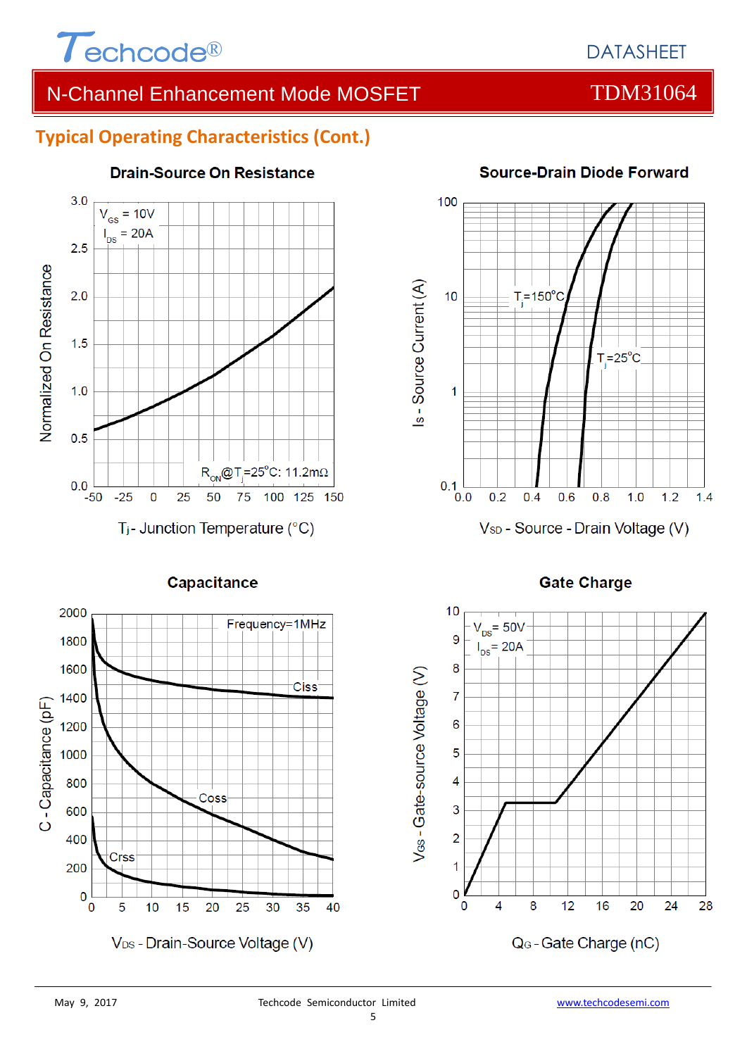## Typical Operating Characteristics (Cont.)

**Drain-Source On Resistance**

$V_{GS}$ = 10V
$I_{DS}$ = 20A

$R_{ON}$@$T_j$=25°C: 11.2mΩ

Normalized On Resistance

$T_j$ - Junction Temperature (°C)

**Source-Drain Diode Forward**

$T_j$=150°C

$T_j$=25°C

Is - Source Current (A)

$V_{SD}$ - Source - Drain Voltage (V)

**Capacitance**

Frequency=1MHz

Ciss

Coss

Crss

C - Capacitance (pF)

$V_{DS}$ - Drain-Source Voltage (V)

**Gate Charge**

$V_{DS}$= 50V
$I_{DS}$= 20A

$V_{GS}$ - Gate-source Voltage (V)

$Q_G$ - Gate Charge (nC)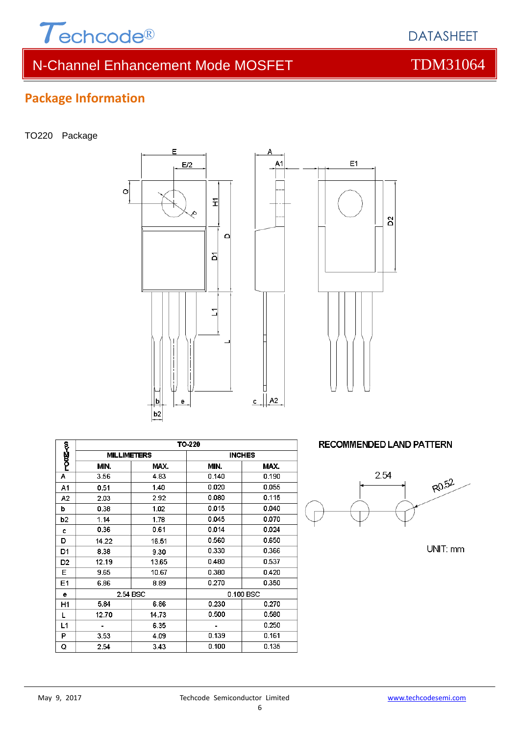## Package Information

TO220 Package

| SYMBOL | TO-220 | | | |
|---|---|---|---|---|
| | MILLIMETERS | | INCHES | |
| | MIN. | MAX. | MIN. | MAX. |
| A | 3.56 | 4.83 | 0.140 | 0.190 |
| A1 | 0.51 | 1.40 | 0.020 | 0.055 |
| A2 | 2.03 | 2.92 | 0.080 | 0.115 |
| b | 0.38 | 1.02 | 0.015 | 0.040 |
| b2 | 1.14 | 1.78 | 0.045 | 0.070 |
| c | 0.36 | 0.61 | 0.014 | 0.024 |
| D | 14.22 | 16.51 | 0.560 | 0.650 |
| D1 | 8.38 | 9.30 | 0.330 | 0.366 |
| D2 | 12.19 | 13.65 | 0.480 | 0.537 |
| E | 9.65 | 10.67 | 0.380 | 0.420 |
| E1 | 6.86 | 8.89 | 0.270 | 0.350 |
| e | 2.54 BSC | | 0.100 BSC | |
| H1 | 5.84 | 6.86 | 0.230 | 0.270 |
| L | 12.70 | 14.73 | 0.500 | 0.580 |
| L1 | - | 6.35 | - | 0.250 |
| P | 3.53 | 4.09 | 0.139 | 0.161 |
| Q | 2.54 | 3.43 | 0.100 | 0.135 |

RECOMMENDED LAND PATTERN

2.54

R0.52

UNIT: mm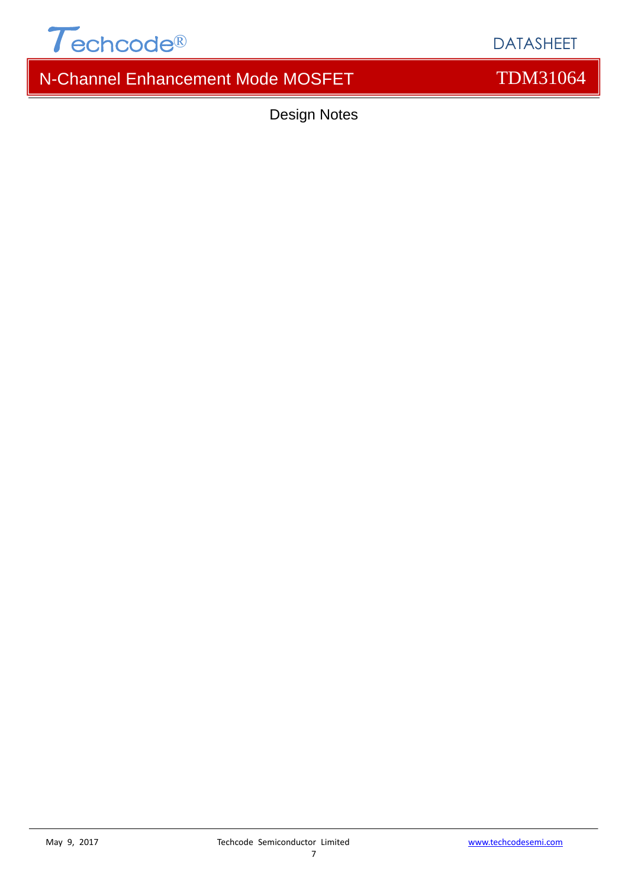Design Notes